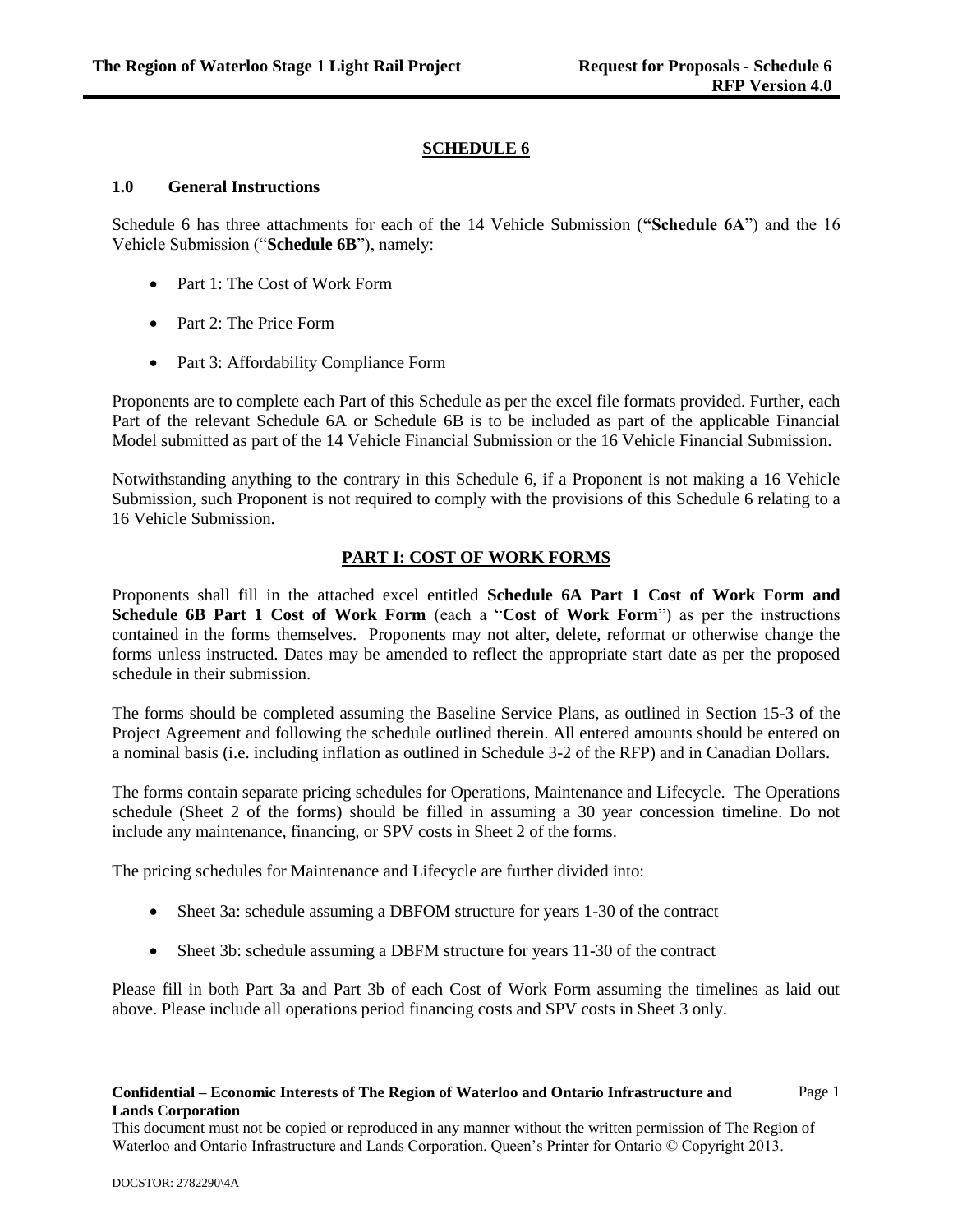# SCHEDULE 6

## 1.0 General Instructions

Schedule 6 has three attachments for each of the 14 Vehicle Submission (**"Schedule 6A"**) and the 16 Vehicle Submission ("**Schedule 6B**"), namely:

- Part 1: The Cost of Work Form
- Part 2: The Price Form
- Part 3: Affordability Compliance Form

Proponents are to complete each Part of this Schedule as per the excel file formats provided. Further, each Part of the relevant Schedule 6A or Schedule 6B is to be included as part of the applicable Financial Model submitted as part of the 14 Vehicle Financial Submission or the 16 Vehicle Financial Submission.

Notwithstanding anything to the contrary in this Schedule 6, if a Proponent is not making a 16 Vehicle Submission, such Proponent is not required to comply with the provisions of this Schedule 6 relating to a 16 Vehicle Submission.

## PART I: COST OF WORK FORMS

Proponents shall fill in the attached excel entitled **Schedule 6A Part 1 Cost of Work Form and Schedule 6B Part 1 Cost of Work Form** (each a "**Cost of Work Form**") as per the instructions contained in the forms themselves. Proponents may not alter, delete, reformat or otherwise change the forms unless instructed. Dates may be amended to reflect the appropriate start date as per the proposed schedule in their submission.

The forms should be completed assuming the Baseline Service Plans, as outlined in Section 15-3 of the Project Agreement and following the schedule outlined therein. All entered amounts should be entered on a nominal basis (i.e. including inflation as outlined in Schedule 3-2 of the RFP) and in Canadian Dollars.

The forms contain separate pricing schedules for Operations, Maintenance and Lifecycle. The Operations schedule (Sheet 2 of the forms) should be filled in assuming a 30 year concession timeline. Do not include any maintenance, financing, or SPV costs in Sheet 2 of the forms.

The pricing schedules for Maintenance and Lifecycle are further divided into:

- Sheet 3a: schedule assuming a DBFOM structure for years 1-30 of the contract
- Sheet 3b: schedule assuming a DBFM structure for years 11-30 of the contract

Please fill in both Part 3a and Part 3b of each Cost of Work Form assuming the timelines as laid out above. Please include all operations period financing costs and SPV costs in Sheet 3 only.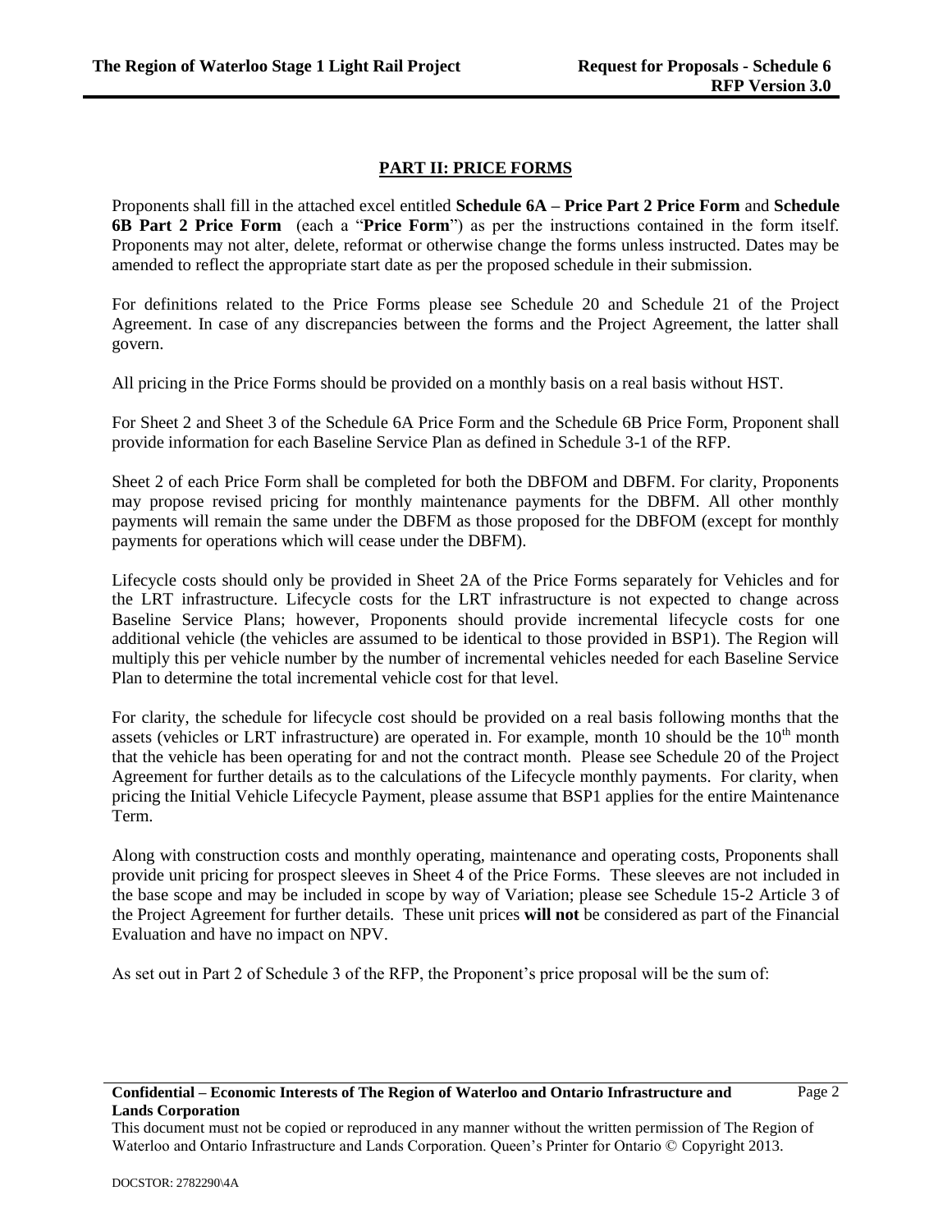## PART II: PRICE FORMS

Proponents shall fill in the attached excel entitled **Schedule 6A – Price Part 2 Price Form** and **Schedule 6B Part 2 Price Form** (each a "**Price Form**") as per the instructions contained in the form itself. Proponents may not alter, delete, reformat or otherwise change the forms unless instructed. Dates may be amended to reflect the appropriate start date as per the proposed schedule in their submission.

For definitions related to the Price Forms please see Schedule 20 and Schedule 21 of the Project Agreement. In case of any discrepancies between the forms and the Project Agreement, the latter shall govern.

All pricing in the Price Forms should be provided on a monthly basis on a real basis without HST.

For Sheet 2 and Sheet 3 of the Schedule 6A Price Form and the Schedule 6B Price Form, Proponent shall provide information for each Baseline Service Plan as defined in Schedule 3-1 of the RFP.

Sheet 2 of each Price Form shall be completed for both the DBFOM and DBFM. For clarity, Proponents may propose revised pricing for monthly maintenance payments for the DBFM. All other monthly payments will remain the same under the DBFM as those proposed for the DBFOM (except for monthly payments for operations which will cease under the DBFM).

Lifecycle costs should only be provided in Sheet 2A of the Price Forms separately for Vehicles and for the LRT infrastructure. Lifecycle costs for the LRT infrastructure is not expected to change across Baseline Service Plans; however, Proponents should provide incremental lifecycle costs for one additional vehicle (the vehicles are assumed to be identical to those provided in BSP1). The Region will multiply this per vehicle number by the number of incremental vehicles needed for each Baseline Service Plan to determine the total incremental vehicle cost for that level.

For clarity, the schedule for lifecycle cost should be provided on a real basis following months that the assets (vehicles or LRT infrastructure) are operated in. For example, month 10 should be the 10th month that the vehicle has been operating for and not the contract month. Please see Schedule 20 of the Project Agreement for further details as to the calculations of the Lifecycle monthly payments. For clarity, when pricing the Initial Vehicle Lifecycle Payment, please assume that BSP1 applies for the entire Maintenance Term.

Along with construction costs and monthly operating, maintenance and operating costs, Proponents shall provide unit pricing for prospect sleeves in Sheet 4 of the Price Forms. These sleeves are not included in the base scope and may be included in scope by way of Variation; please see Schedule 15-2 Article 3 of the Project Agreement for further details. These unit prices **will not** be considered as part of the Financial Evaluation and have no impact on NPV.

As set out in Part 2 of Schedule 3 of the RFP, the Proponent's price proposal will be the sum of: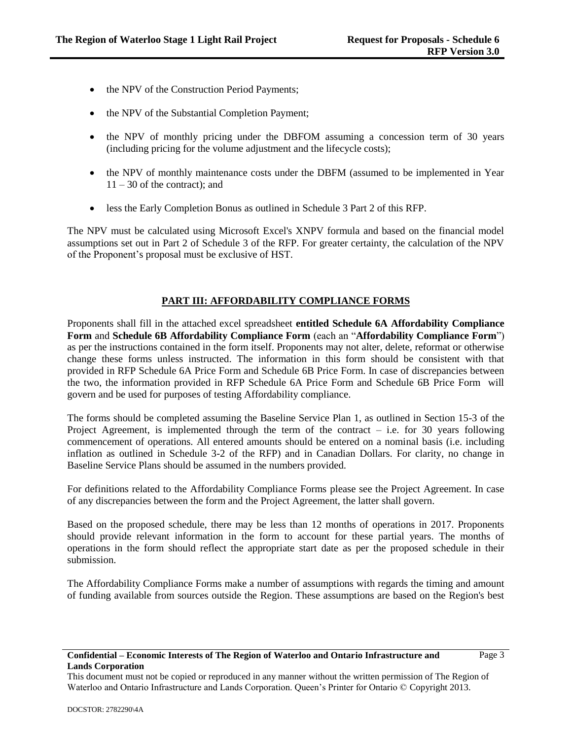- the NPV of the Construction Period Payments;
- the NPV of the Substantial Completion Payment;
- the NPV of monthly pricing under the DBFOM assuming a concession term of 30 years (including pricing for the volume adjustment and the lifecycle costs);
- the NPV of monthly maintenance costs under the DBFM (assumed to be implemented in Year 11 – 30 of the contract); and
- less the Early Completion Bonus as outlined in Schedule 3 Part 2 of this RFP.

The NPV must be calculated using Microsoft Excel's XNPV formula and based on the financial model assumptions set out in Part 2 of Schedule 3 of the RFP. For greater certainty, the calculation of the NPV of the Proponent's proposal must be exclusive of HST.

## PART III: AFFORDABILITY COMPLIANCE FORMS

Proponents shall fill in the attached excel spreadsheet **entitled Schedule 6A Affordability Compliance Form** and **Schedule 6B Affordability Compliance Form** (each an "**Affordability Compliance Form**") as per the instructions contained in the form itself. Proponents may not alter, delete, reformat or otherwise change these forms unless instructed. The information in this form should be consistent with that provided in RFP Schedule 6A Price Form and Schedule 6B Price Form. In case of discrepancies between the two, the information provided in RFP Schedule 6A Price Form and Schedule 6B Price Form will govern and be used for purposes of testing Affordability compliance.

The forms should be completed assuming the Baseline Service Plan 1, as outlined in Section 15-3 of the Project Agreement, is implemented through the term of the contract – i.e. for 30 years following commencement of operations. All entered amounts should be entered on a nominal basis (i.e. including inflation as outlined in Schedule 3-2 of the RFP) and in Canadian Dollars. For clarity, no change in Baseline Service Plans should be assumed in the numbers provided.

For definitions related to the Affordability Compliance Forms please see the Project Agreement. In case of any discrepancies between the form and the Project Agreement, the latter shall govern.

Based on the proposed schedule, there may be less than 12 months of operations in 2017. Proponents should provide relevant information in the form to account for these partial years. The months of operations in the form should reflect the appropriate start date as per the proposed schedule in their submission.

The Affordability Compliance Forms make a number of assumptions with regards the timing and amount of funding available from sources outside the Region. These assumptions are based on the Region's best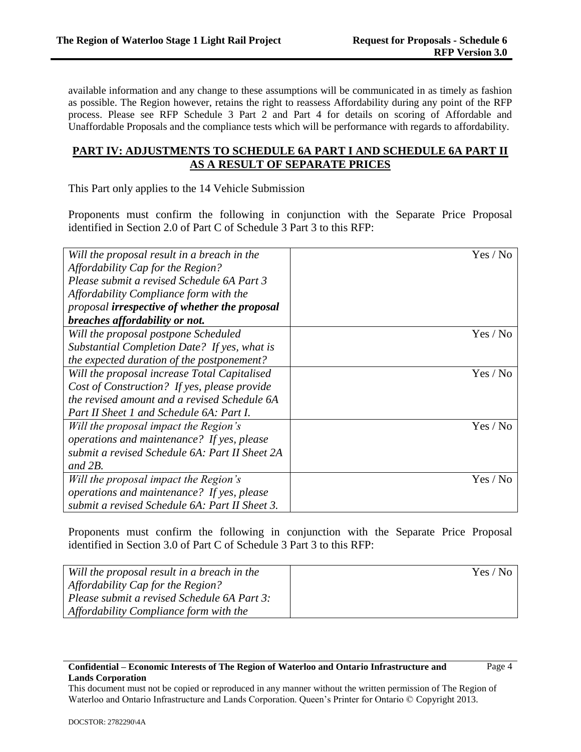available information and any change to these assumptions will be communicated in as timely as fashion as possible. The Region however, retains the right to reassess Affordability during any point of the RFP process. Please see RFP Schedule 3 Part 2 and Part 4 for details on scoring of Affordable and Unaffordable Proposals and the compliance tests which will be performance with regards to affordability.

## PART IV: ADJUSTMENTS TO SCHEDULE 6A PART I AND SCHEDULE 6A PART II AS A RESULT OF SEPARATE PRICES

This Part only applies to the 14 Vehicle Submission

Proponents must confirm the following in conjunction with the Separate Price Proposal identified in Section 2.0 of Part C of Schedule 3 Part 3 to this RFP:

| | |
|---|---|
| *Will the proposal result in a breach in the Affordability Cap for the Region? Please submit a revised Schedule 6A Part 3 Affordability Compliance form with the proposal* ***irrespective of whether the proposal breaches affordability or not.*** | Yes / No |
| *Will the proposal postpone Scheduled Substantial Completion Date? If yes, what is the expected duration of the postponement?* | Yes / No |
| *Will the proposal increase Total Capitalised Cost of Construction? If yes, please provide the revised amount and a revised Schedule 6A Part II Sheet 1 and Schedule 6A: Part I.* | Yes / No |
| *Will the proposal impact the Region's operations and maintenance? If yes, please submit a revised Schedule 6A: Part II Sheet 2A and 2B.* | Yes / No |
| *Will the proposal impact the Region's operations and maintenance? If yes, please submit a revised Schedule 6A: Part II Sheet 3.* | Yes / No |

Proponents must confirm the following in conjunction with the Separate Price Proposal identified in Section 3.0 of Part C of Schedule 3 Part 3 to this RFP:

| | |
|---|---|
| *Will the proposal result in a breach in the Affordability Cap for the Region? Please submit a revised Schedule 6A Part 3: Affordability Compliance form with the* | Yes / No |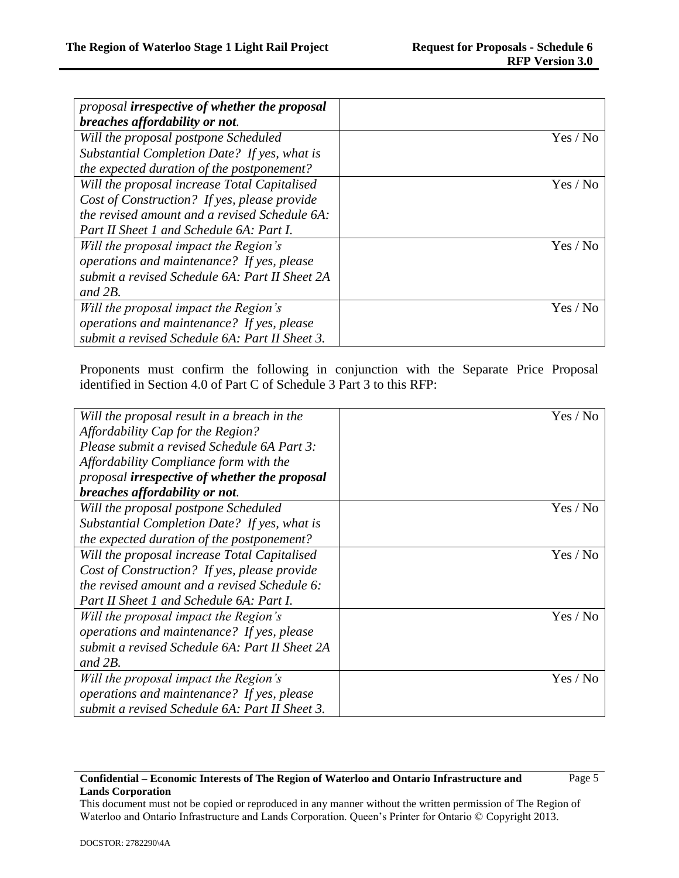| | |
|---|---|
| *proposal **irrespective of whether the proposal breaches affordability or not**.* | |
| *Will the proposal postpone Scheduled Substantial Completion Date? If yes, what is the expected duration of the postponement?* | Yes / No |
| *Will the proposal increase Total Capitalised Cost of Construction? If yes, please provide the revised amount and a revised Schedule 6A: Part II Sheet 1 and Schedule 6A: Part I.* | Yes / No |
| *Will the proposal impact the Region's operations and maintenance? If yes, please submit a revised Schedule 6A: Part II Sheet 2A and 2B.* | Yes / No |
| *Will the proposal impact the Region's operations and maintenance? If yes, please submit a revised Schedule 6A: Part II Sheet 3.* | Yes / No |

Proponents must confirm the following in conjunction with the Separate Price Proposal identified in Section 4.0 of Part C of Schedule 3 Part 3 to this RFP:

| | |
|---|---|
| *Will the proposal result in a breach in the Affordability Cap for the Region? Please submit a revised Schedule 6A Part 3: Affordability Compliance form with the proposal **irrespective of whether the proposal breaches affordability or not**.* | Yes / No |
| *Will the proposal postpone Scheduled Substantial Completion Date? If yes, what is the expected duration of the postponement?* | Yes / No |
| *Will the proposal increase Total Capitalised Cost of Construction? If yes, please provide the revised amount and a revised Schedule 6: Part II Sheet 1 and Schedule 6A: Part I.* | Yes / No |
| *Will the proposal impact the Region's operations and maintenance? If yes, please submit a revised Schedule 6A: Part II Sheet 2A and 2B.* | Yes / No |
| *Will the proposal impact the Region's operations and maintenance? If yes, please submit a revised Schedule 6A: Part II Sheet 3.* | Yes / No |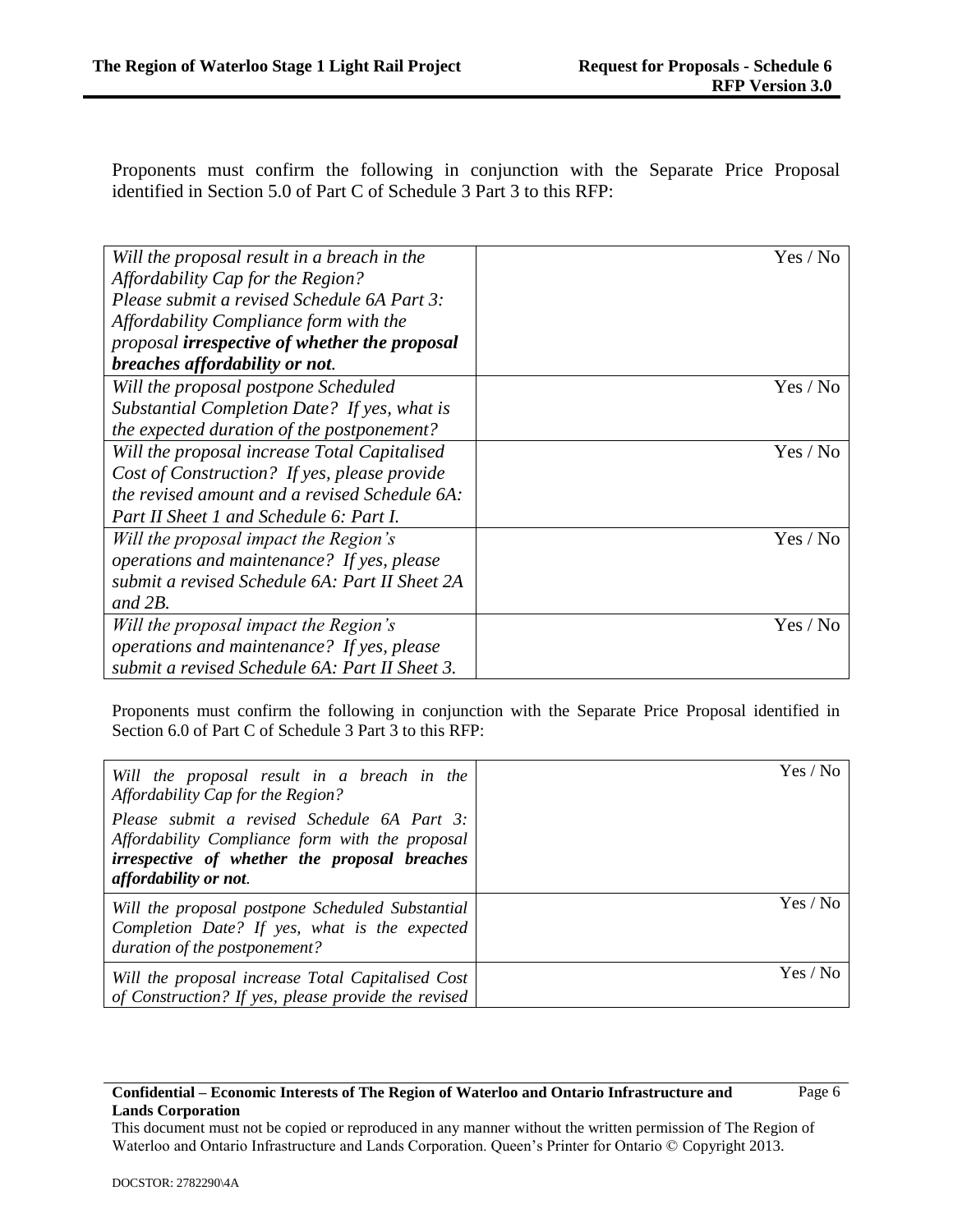Proponents must confirm the following in conjunction with the Separate Price Proposal identified in Section 5.0 of Part C of Schedule 3 Part 3 to this RFP:

| | |
|---|---|
| *Will the proposal result in a breach in the Affordability Cap for the Region? Please submit a revised Schedule 6A Part 3: Affordability Compliance form with the proposal* ***irrespective of whether the proposal breaches affordability or not****.* | Yes / No |
| *Will the proposal postpone Scheduled Substantial Completion Date? If yes, what is the expected duration of the postponement?* | Yes / No |
| *Will the proposal increase Total Capitalised Cost of Construction? If yes, please provide the revised amount and a revised Schedule 6A: Part II Sheet 1 and Schedule 6: Part I.* | Yes / No |
| *Will the proposal impact the Region's operations and maintenance? If yes, please submit a revised Schedule 6A: Part II Sheet 2A and 2B.* | Yes / No |
| *Will the proposal impact the Region's operations and maintenance? If yes, please submit a revised Schedule 6A: Part II Sheet 3.* | Yes / No |

Proponents must confirm the following in conjunction with the Separate Price Proposal identified in Section 6.0 of Part C of Schedule 3 Part 3 to this RFP:

| | |
|---|---|
| *Will the proposal result in a breach in the Affordability Cap for the Region? Please submit a revised Schedule 6A Part 3: Affordability Compliance form with the proposal* ***irrespective of whether the proposal breaches affordability or not****.* | Yes / No |
| *Will the proposal postpone Scheduled Substantial Completion Date? If yes, what is the expected duration of the postponement?* | Yes / No |
| *Will the proposal increase Total Capitalised Cost of Construction? If yes, please provide the revised* | Yes / No |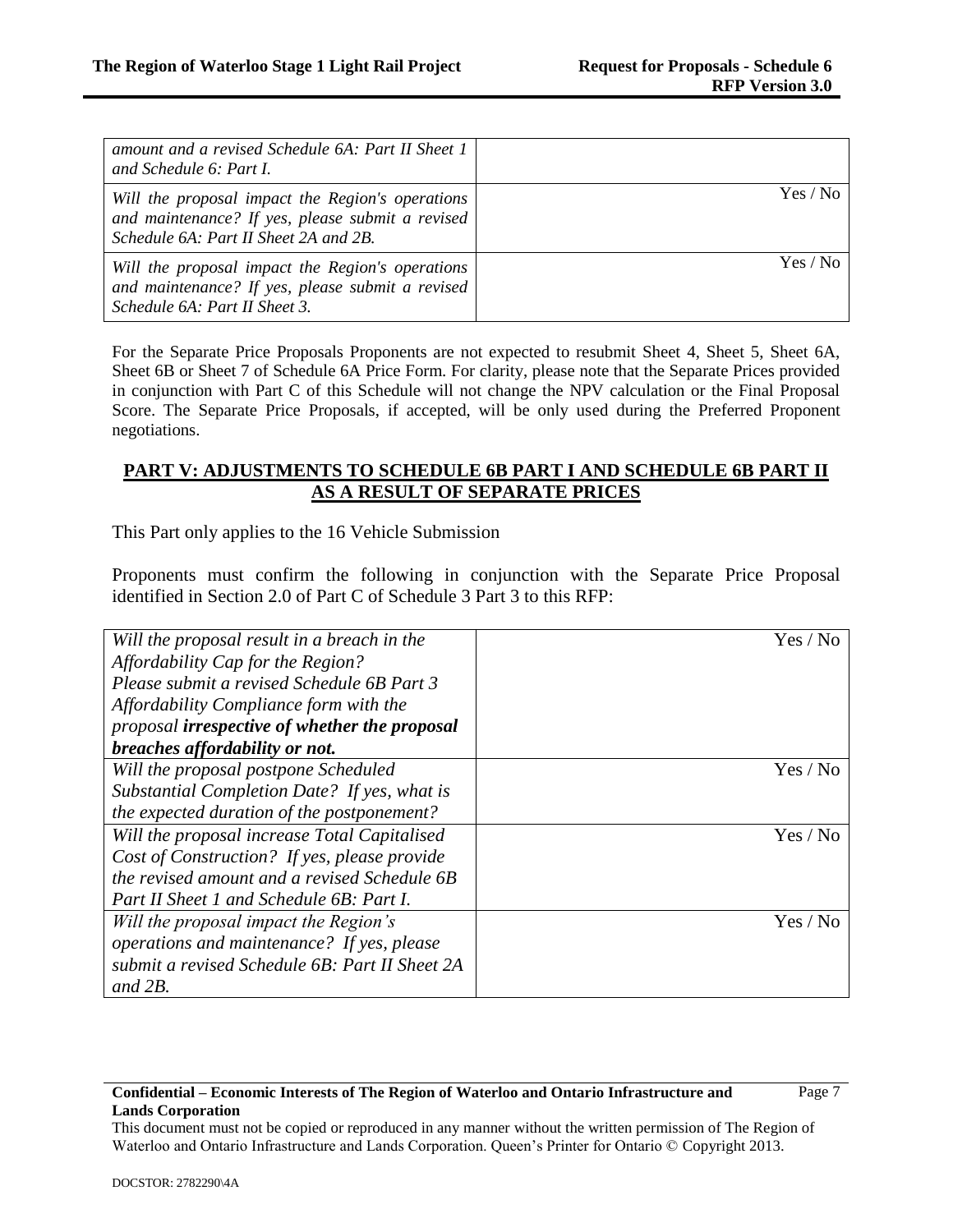| | |
|---|---|
| *amount and a revised Schedule 6A: Part II Sheet 1 and Schedule 6: Part I.* | |
| *Will the proposal impact the Region's operations and maintenance? If yes, please submit a revised Schedule 6A: Part II Sheet 2A and 2B.* | Yes / No |
| *Will the proposal impact the Region's operations and maintenance? If yes, please submit a revised Schedule 6A: Part II Sheet 3.* | Yes / No |

For the Separate Price Proposals Proponents are not expected to resubmit Sheet 4, Sheet 5, Sheet 6A, Sheet 6B or Sheet 7 of Schedule 6A Price Form. For clarity, please note that the Separate Prices provided in conjunction with Part C of this Schedule will not change the NPV calculation or the Final Proposal Score. The Separate Price Proposals, if accepted, will be only used during the Preferred Proponent negotiations.

## PART V: ADJUSTMENTS TO SCHEDULE 6B PART I AND SCHEDULE 6B PART II AS A RESULT OF SEPARATE PRICES

This Part only applies to the 16 Vehicle Submission

Proponents must confirm the following in conjunction with the Separate Price Proposal identified in Section 2.0 of Part C of Schedule 3 Part 3 to this RFP:

| | |
|---|---|
| *Will the proposal result in a breach in the Affordability Cap for the Region? Please submit a revised Schedule 6B Part 3 Affordability Compliance form with the proposal **irrespective of whether the proposal breaches affordability or not.*** | Yes / No |
| *Will the proposal postpone Scheduled Substantial Completion Date? If yes, what is the expected duration of the postponement?* | Yes / No |
| *Will the proposal increase Total Capitalised Cost of Construction? If yes, please provide the revised amount and a revised Schedule 6B Part II Sheet 1 and Schedule 6B: Part I.* | Yes / No |
| *Will the proposal impact the Region's operations and maintenance? If yes, please submit a revised Schedule 6B: Part II Sheet 2A and 2B.* | Yes / No |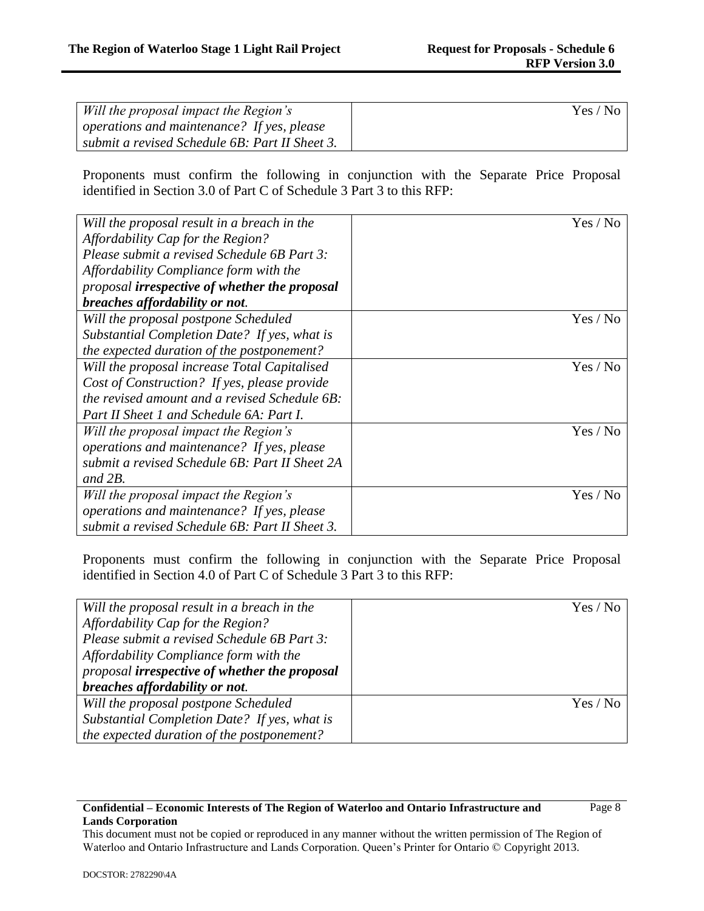| *Will the proposal impact the Region's operations and maintenance? If yes, please submit a revised Schedule 6B: Part II Sheet 3.* | Yes / No |
|---|---|

Proponents must confirm the following in conjunction with the Separate Price Proposal identified in Section 3.0 of Part C of Schedule 3 Part 3 to this RFP:

| *Will the proposal result in a breach in the Affordability Cap for the Region? Please submit a revised Schedule 6B Part 3: Affordability Compliance form with the proposal **irrespective of whether the proposal breaches affordability or not**.* | Yes / No |
|---|---|
| *Will the proposal postpone Scheduled Substantial Completion Date? If yes, what is the expected duration of the postponement?* | Yes / No |
| *Will the proposal increase Total Capitalised Cost of Construction? If yes, please provide the revised amount and a revised Schedule 6B: Part II Sheet 1 and Schedule 6A: Part I.* | Yes / No |
| *Will the proposal impact the Region's operations and maintenance? If yes, please submit a revised Schedule 6B: Part II Sheet 2A and 2B.* | Yes / No |
| *Will the proposal impact the Region's operations and maintenance? If yes, please submit a revised Schedule 6B: Part II Sheet 3.* | Yes / No |

Proponents must confirm the following in conjunction with the Separate Price Proposal identified in Section 4.0 of Part C of Schedule 3 Part 3 to this RFP:

| *Will the proposal result in a breach in the Affordability Cap for the Region? Please submit a revised Schedule 6B Part 3: Affordability Compliance form with the proposal **irrespective of whether the proposal breaches affordability or not**.* | Yes / No |
|---|---|
| *Will the proposal postpone Scheduled Substantial Completion Date? If yes, what is the expected duration of the postponement?* | Yes / No |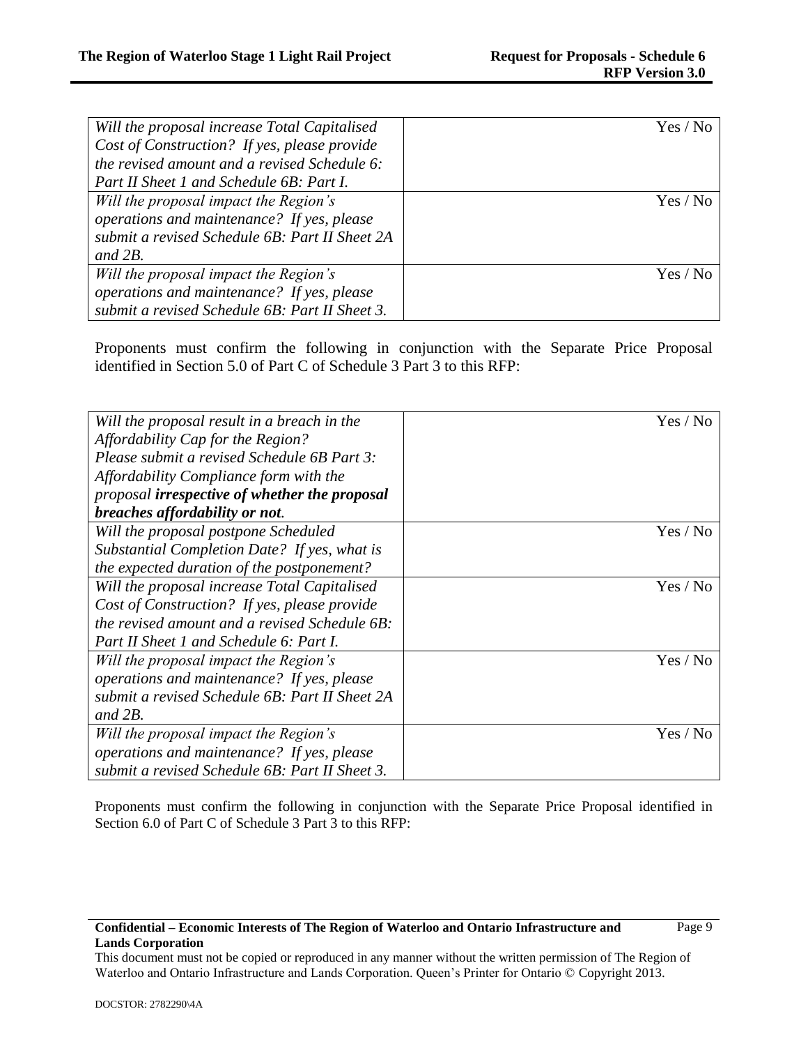| | |
|---|---|
| *Will the proposal increase Total Capitalised Cost of Construction? If yes, please provide the revised amount and a revised Schedule 6: Part II Sheet 1 and Schedule 6B: Part I.* | Yes / No |
| *Will the proposal impact the Region's operations and maintenance? If yes, please submit a revised Schedule 6B: Part II Sheet 2A and 2B.* | Yes / No |
| *Will the proposal impact the Region's operations and maintenance? If yes, please submit a revised Schedule 6B: Part II Sheet 3.* | Yes / No |

Proponents must confirm the following in conjunction with the Separate Price Proposal identified in Section 5.0 of Part C of Schedule 3 Part 3 to this RFP:

| | |
|---|---|
| *Will the proposal result in a breach in the Affordability Cap for the Region? Please submit a revised Schedule 6B Part 3: Affordability Compliance form with the proposal **irrespective of whether the proposal breaches affordability or not**.* | Yes / No |
| *Will the proposal postpone Scheduled Substantial Completion Date? If yes, what is the expected duration of the postponement?* | Yes / No |
| *Will the proposal increase Total Capitalised Cost of Construction? If yes, please provide the revised amount and a revised Schedule 6B: Part II Sheet 1 and Schedule 6: Part I.* | Yes / No |
| *Will the proposal impact the Region's operations and maintenance? If yes, please submit a revised Schedule 6B: Part II Sheet 2A and 2B.* | Yes / No |
| *Will the proposal impact the Region's operations and maintenance? If yes, please submit a revised Schedule 6B: Part II Sheet 3.* | Yes / No |

Proponents must confirm the following in conjunction with the Separate Price Proposal identified in Section 6.0 of Part C of Schedule 3 Part 3 to this RFP: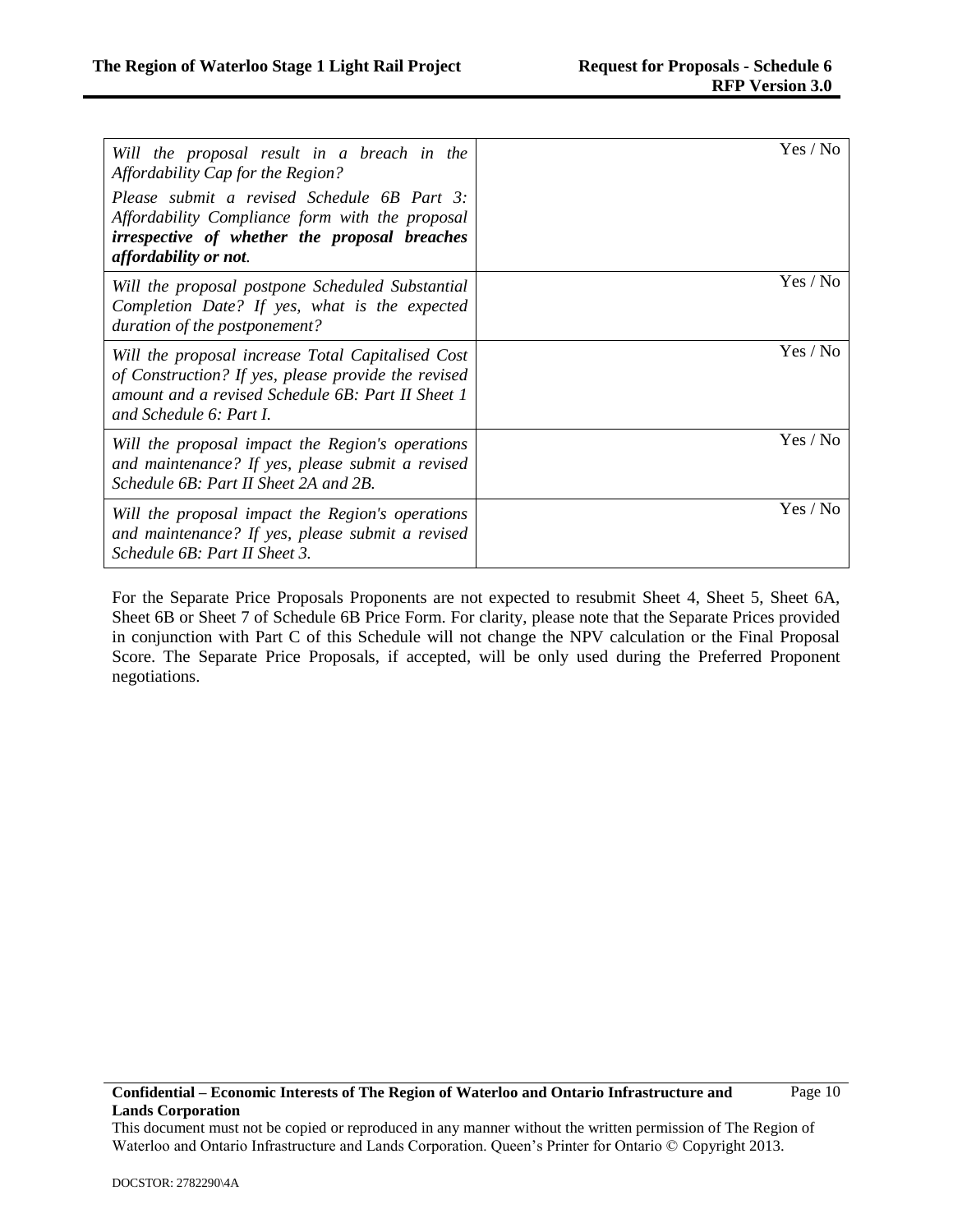| | |
|---|---|
| *Will the proposal result in a breach in the Affordability Cap for the Region?*<br><br>*Please submit a revised Schedule 6B Part 3: Affordability Compliance form with the proposal **irrespective of whether the proposal breaches affordability or not**.* | Yes / No |
| *Will the proposal postpone Scheduled Substantial Completion Date? If yes, what is the expected duration of the postponement?* | Yes / No |
| *Will the proposal increase Total Capitalised Cost of Construction? If yes, please provide the revised amount and a revised Schedule 6B: Part II Sheet 1 and Schedule 6: Part I.* | Yes / No |
| *Will the proposal impact the Region's operations and maintenance? If yes, please submit a revised Schedule 6B: Part II Sheet 2A and 2B.* | Yes / No |
| *Will the proposal impact the Region's operations and maintenance? If yes, please submit a revised Schedule 6B: Part II Sheet 3.* | Yes / No |

For the Separate Price Proposals Proponents are not expected to resubmit Sheet 4, Sheet 5, Sheet 6A, Sheet 6B or Sheet 7 of Schedule 6B Price Form. For clarity, please note that the Separate Prices provided in conjunction with Part C of this Schedule will not change the NPV calculation or the Final Proposal Score. The Separate Price Proposals, if accepted, will be only used during the Preferred Proponent negotiations.